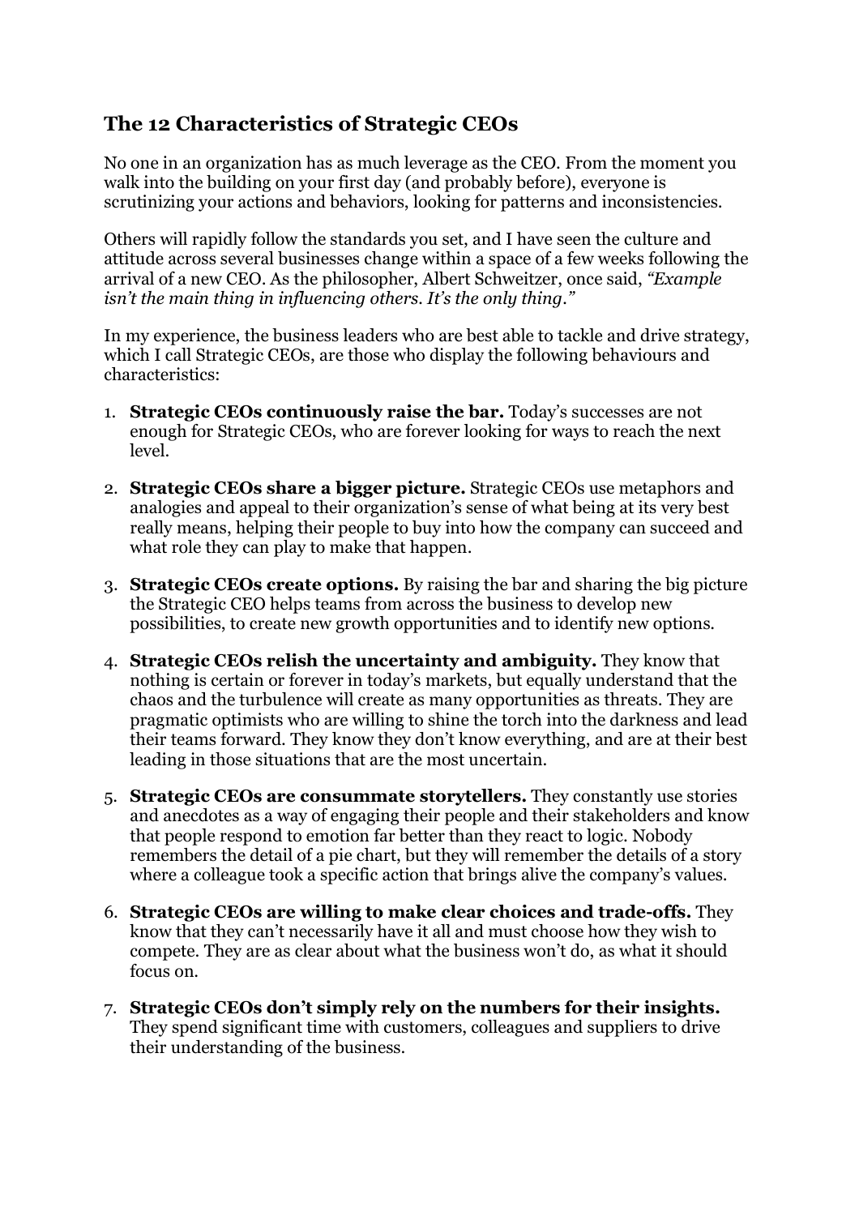## The 12 Characteristics of Strategic CEOs

No one in an organization has as much leverage as the CEO. From the moment you walk into the building on your first day (and probably before), everyone is scrutinizing your actions and behaviors, looking for patterns and inconsistencies.

Others will rapidly follow the standards you set, and I have seen the culture and attitude across several businesses change within a space of a few weeks following the arrival of a new CEO. As the philosopher, Albert Schweitzer, once said, *"Example isn't the main thing in influencing others. It's the only thing."*

In my experience, the business leaders who are best able to tackle and drive strategy, which I call Strategic CEOs, are those who display the following behaviours and characteristics:

1. **Strategic CEOs continuously raise the bar.** Today's successes are not enough for Strategic CEOs, who are forever looking for ways to reach the next level.

2. **Strategic CEOs share a bigger picture.** Strategic CEOs use metaphors and analogies and appeal to their organization's sense of what being at its very best really means, helping their people to buy into how the company can succeed and what role they can play to make that happen.

3. **Strategic CEOs create options.** By raising the bar and sharing the big picture the Strategic CEO helps teams from across the business to develop new possibilities, to create new growth opportunities and to identify new options.

4. **Strategic CEOs relish the uncertainty and ambiguity.** They know that nothing is certain or forever in today's markets, but equally understand that the chaos and the turbulence will create as many opportunities as threats. They are pragmatic optimists who are willing to shine the torch into the darkness and lead their teams forward. They know they don't know everything, and are at their best leading in those situations that are the most uncertain.

5. **Strategic CEOs are consummate storytellers.** They constantly use stories and anecdotes as a way of engaging their people and their stakeholders and know that people respond to emotion far better than they react to logic. Nobody remembers the detail of a pie chart, but they will remember the details of a story where a colleague took a specific action that brings alive the company's values.

6. **Strategic CEOs are willing to make clear choices and trade-offs.** They know that they can't necessarily have it all and must choose how they wish to compete. They are as clear about what the business won't do, as what it should focus on.

7. **Strategic CEOs don't simply rely on the numbers for their insights.** They spend significant time with customers, colleagues and suppliers to drive their understanding of the business.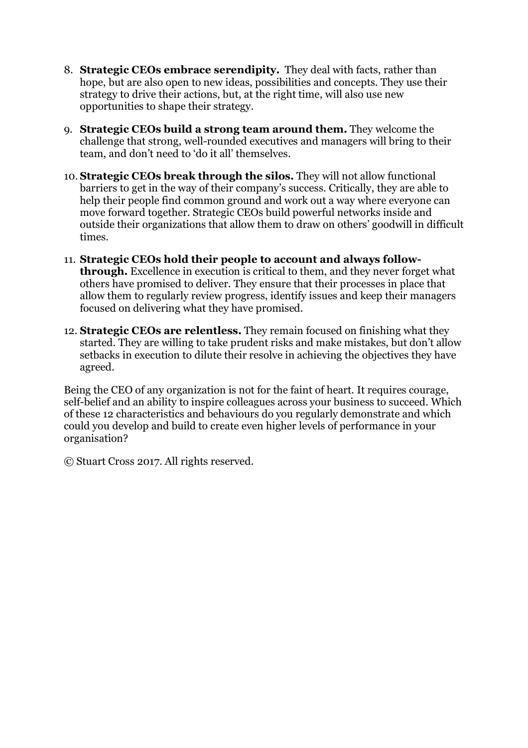8. **Strategic CEOs embrace serendipity.** They deal with facts, rather than hope, but are also open to new ideas, possibilities and concepts. They use their strategy to drive their actions, but, at the right time, will also use new opportunities to shape their strategy.

9. **Strategic CEOs build a strong team around them.** They welcome the challenge that strong, well-rounded executives and managers will bring to their team, and don't need to 'do it all' themselves.

10. **Strategic CEOs break through the silos.** They will not allow functional barriers to get in the way of their company's success. Critically, they are able to help their people find common ground and work out a way where everyone can move forward together. Strategic CEOs build powerful networks inside and outside their organizations that allow them to draw on others' goodwill in difficult times.

11. **Strategic CEOs hold their people to account and always follow-through.** Excellence in execution is critical to them, and they never forget what others have promised to deliver. They ensure that their processes in place that allow them to regularly review progress, identify issues and keep their managers focused on delivering what they have promised.

12. **Strategic CEOs are relentless.** They remain focused on finishing what they started. They are willing to take prudent risks and make mistakes, but don't allow setbacks in execution to dilute their resolve in achieving the objectives they have agreed.

Being the CEO of any organization is not for the faint of heart. It requires courage, self-belief and an ability to inspire colleagues across your business to succeed. Which of these 12 characteristics and behaviours do you regularly demonstrate and which could you develop and build to create even higher levels of performance in your organisation?

© Stuart Cross 2017. All rights reserved.